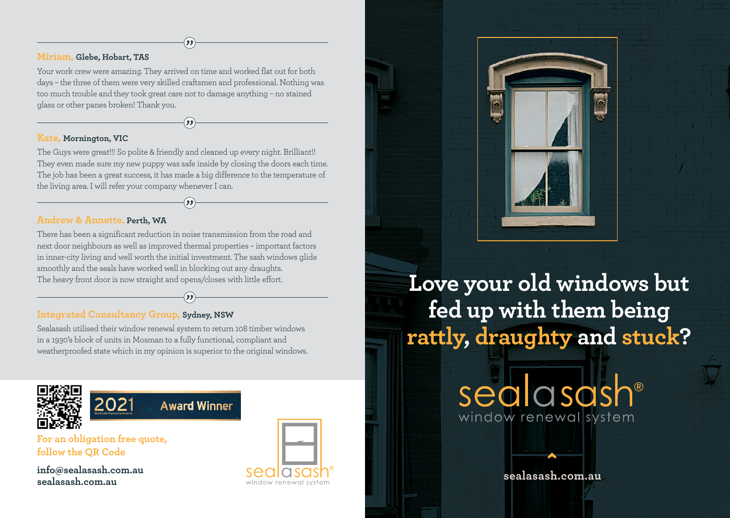**Miriam,** Glebe, Hobart, TAS

Your work crew were amazing. They arrived on time and worked flat out for both days – the three of them were very skilled craftsmen and professional. Nothing was too much trouble and they took great care not to damage anything – no stained glass or other panes broken! Thank you.

**Kate,** Mornington, VIC

The Guys were great!!! So polite & friendly and cleaned up every night. Brilliant!! They even made sure my new puppy was safe inside by closing the doors each time. The job has been a great success, it has made a big difference to the temperature of the living area. I will refer your company whenever I can.

**Andrew & Annette,** Perth, WA

There has been a significant reduction in noise transmission from the road and next door neighbours as well as improved thermal properties – important factors in inner-city living and well worth the initial investment. The sash windows glide smoothly and the seals have worked well in blocking out any draughts. The heavy front door is now straight and opens/closes with little effort.

**Integrated Consultancy Group,** Sydney, NSW

Sealasash utilised their window renewal system to return 108 timber windows in a 1930's block of units in Mosman to a fully functional, compliant and weatherproofed state which in my opinion is superior to the original windows.

2021 Award Winner
WorkSafe Tasmania Awards

**For an obligation free quote, follow the QR Code**

**info@sealasash.com.au**
**sealasash.com.au**

sealasash®
window renewal system

# Love your old windows but fed up with them being rattly, draughty and stuck?

sealasash®
window renewal system

sealasash.com.au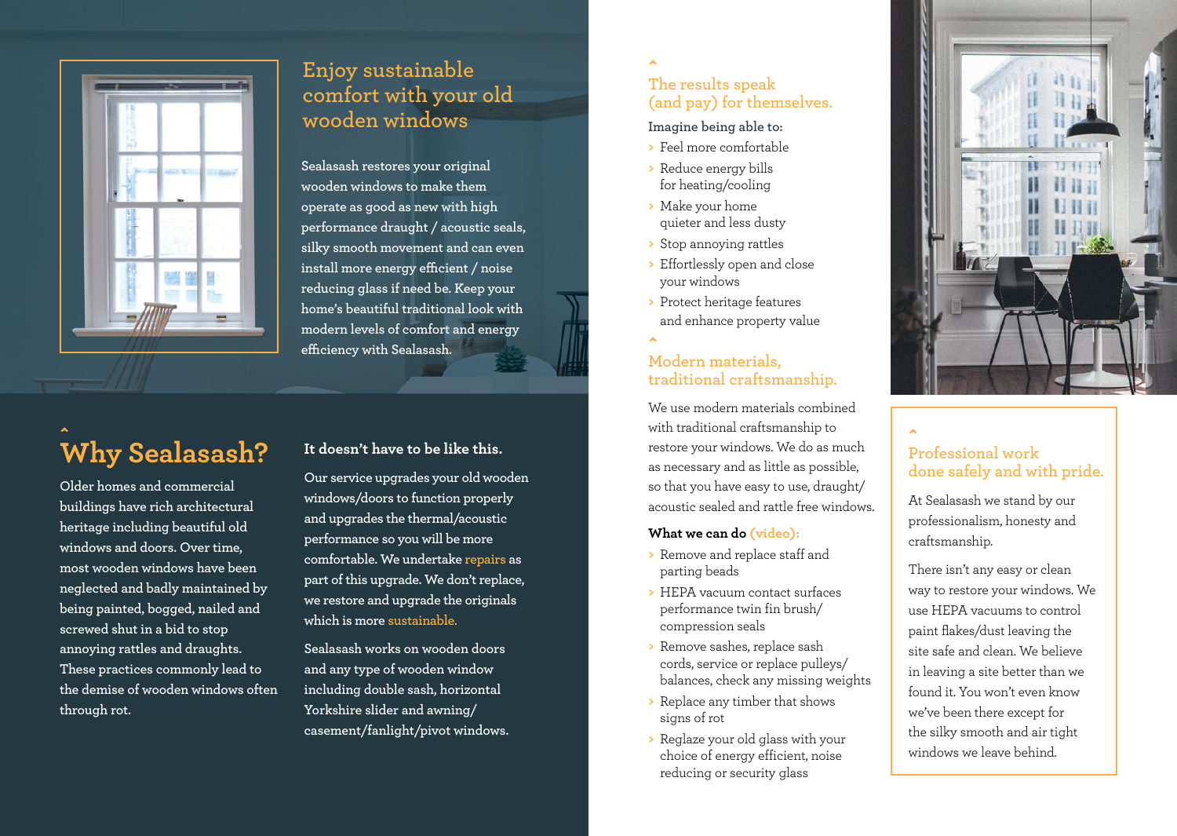## Enjoy sustainable comfort with your old wooden windows

Sealasash restores your original wooden windows to make them operate as good as new with high performance draught / acoustic seals, silky smooth movement and can even install more energy efficient / noise reducing glass if need be. Keep your home's beautiful traditional look with modern levels of comfort and energy efficiency with Sealasash.

# Why Sealasash?

Older homes and commercial buildings have rich architectural heritage including beautiful old windows and doors. Over time, most wooden windows have been neglected and badly maintained by being painted, bogged, nailed and screwed shut in a bid to stop annoying rattles and draughts. These practices commonly lead to the demise of wooden windows often through rot.

**It doesn't have to be like this.**

Our service upgrades your old wooden windows/doors to function properly and upgrades the thermal/acoustic performance so you will be more comfortable. We undertake repairs as part of this upgrade. We don't replace, we restore and upgrade the originals which is more sustainable.

Sealasash works on wooden doors and any type of wooden window including double sash, horizontal Yorkshire slider and awning/ casement/fanlight/pivot windows.

## The results speak (and pay) for themselves.

Imagine being able to:

- Feel more comfortable
- Reduce energy bills for heating/cooling
- Make your home quieter and less dusty
- Stop annoying rattles
- Effortlessly open and close your windows
- Protect heritage features and enhance property value

## Modern materials, traditional craftsmanship.

We use modern materials combined with traditional craftsmanship to restore your windows. We do as much as necessary and as little as possible, so that you have easy to use, draught/ acoustic sealed and rattle free windows.

**What we can do (video):**

- Remove and replace staff and parting beads
- HEPA vacuum contact surfaces performance twin fin brush/ compression seals
- Remove sashes, replace sash cords, service or replace pulleys/ balances, check any missing weights
- Replace any timber that shows signs of rot
- Reglaze your old glass with your choice of energy efficient, noise reducing or security glass

## Professional work done safely and with pride.

At Sealasash we stand by our professionalism, honesty and craftsmanship.

There isn't any easy or clean way to restore your windows. We use HEPA vacuums to control paint flakes/dust leaving the site safe and clean. We believe in leaving a site better than we found it. You won't even know we've been there except for the silky smooth and air tight windows we leave behind.